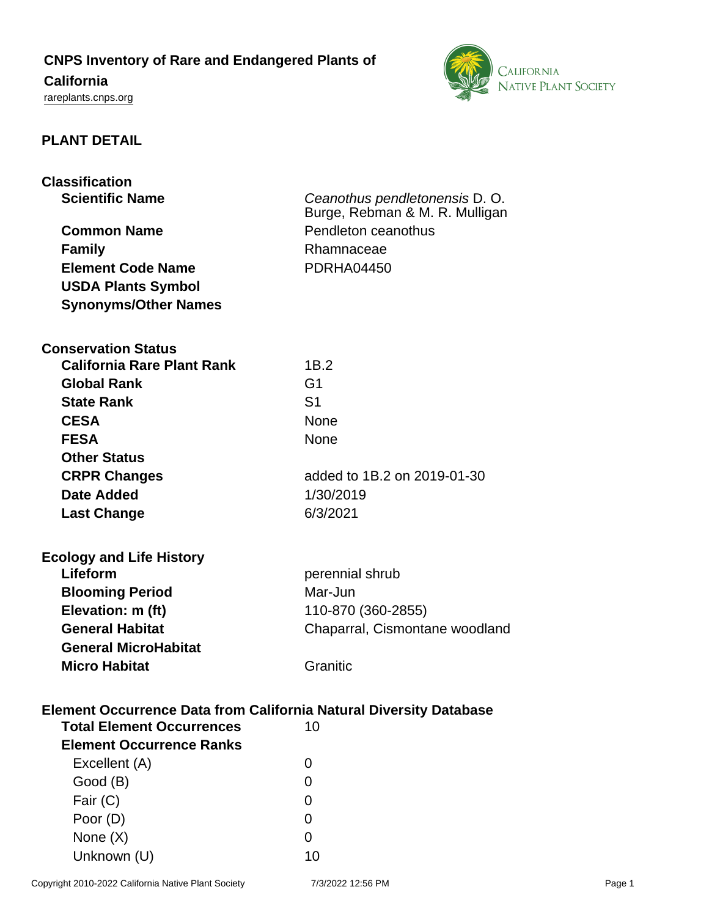# CNPS Inventory of Rare and Endangered Plants of California

rareplants.cnps.org

## PLANT DETAIL

### Classification

| | |
|---|---|
| **Scientific Name** | *Ceanothus pendletonensis* D. O. Burge, Rebman & M. R. Mulligan |
| **Common Name** | Pendleton ceanothus |
| **Family** | Rhamnaceae |
| **Element Code Name** | PDRHA04450 |
| **USDA Plants Symbol** | |
| **Synonyms/Other Names** | |

### Conservation Status

| | |
|---|---|
| **California Rare Plant Rank** | 1B.2 |
| **Global Rank** | G1 |
| **State Rank** | S1 |
| **CESA** | None |
| **FESA** | None |
| **Other Status** | |
| **CRPR Changes** | added to 1B.2 on 2019-01-30 |
| **Date Added** | 1/30/2019 |
| **Last Change** | 6/3/2021 |

### Ecology and Life History

| | |
|---|---|
| **Lifeform** | perennial shrub |
| **Blooming Period** | Mar-Jun |
| **Elevation: m (ft)** | 110-870 (360-2855) |
| **General Habitat** | Chaparral, Cismontane woodland |
| **General MicroHabitat** | |
| **Micro Habitat** | Granitic |

### Element Occurrence Data from California Natural Diversity Database

| | |
|---|---|
| **Total Element Occurrences** | 10 |
| **Element Occurrence Ranks** | |
| Excellent (A) | 0 |
| Good (B) | 0 |
| Fair (C) | 0 |
| Poor (D) | 0 |
| None (X) | 0 |
| Unknown (U) | 10 |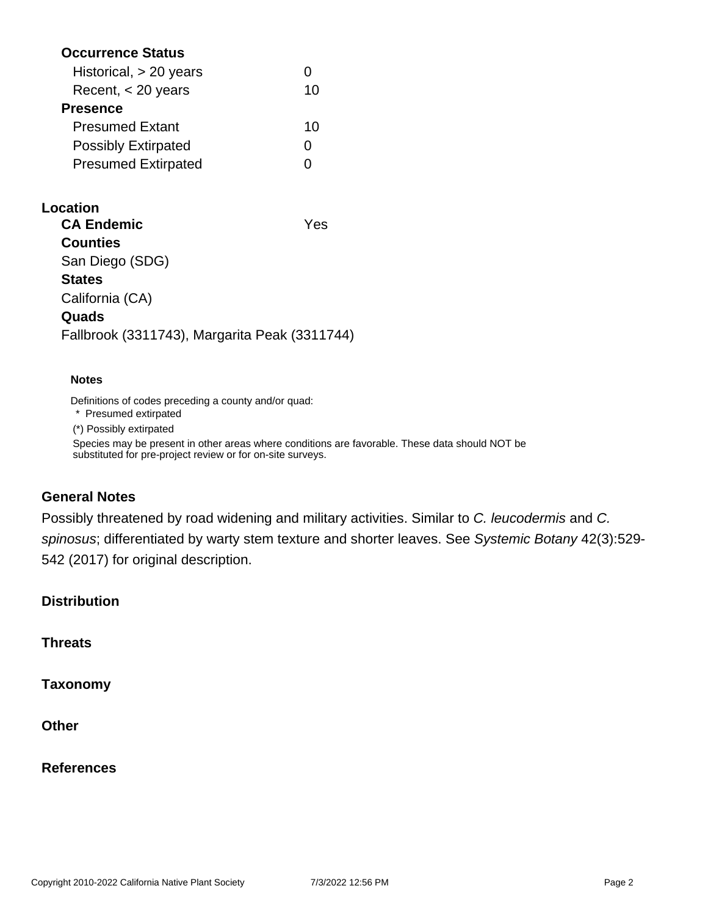**Occurrence Status**

| | |
|---|---|
| Historical, > 20 years | 0 |
| Recent, < 20 years | 10 |

**Presence**

| | |
|---|---|
| Presumed Extant | 10 |
| Possibly Extirpated | 0 |
| Presumed Extirpated | 0 |

## Location

**CA Endemic** Yes

**Counties**

San Diego (SDG)

**States**

California (CA)

**Quads**

Fallbrook (3311743), Margarita Peak (3311744)

**Notes**

Definitions of codes preceding a county and/or quad:

\* Presumed extirpated

(*) Possibly extirpated

Species may be present in other areas where conditions are favorable. These data should NOT be substituted for pre-project review or for on-site surveys.

## General Notes

Possibly threatened by road widening and military activities. Similar to *C. leucodermis* and *C. spinosus*; differentiated by warty stem texture and shorter leaves. See *Systemic Botany* 42(3):529-542 (2017) for original description.

## Distribution

## Threats

## Taxonomy

## Other

## References